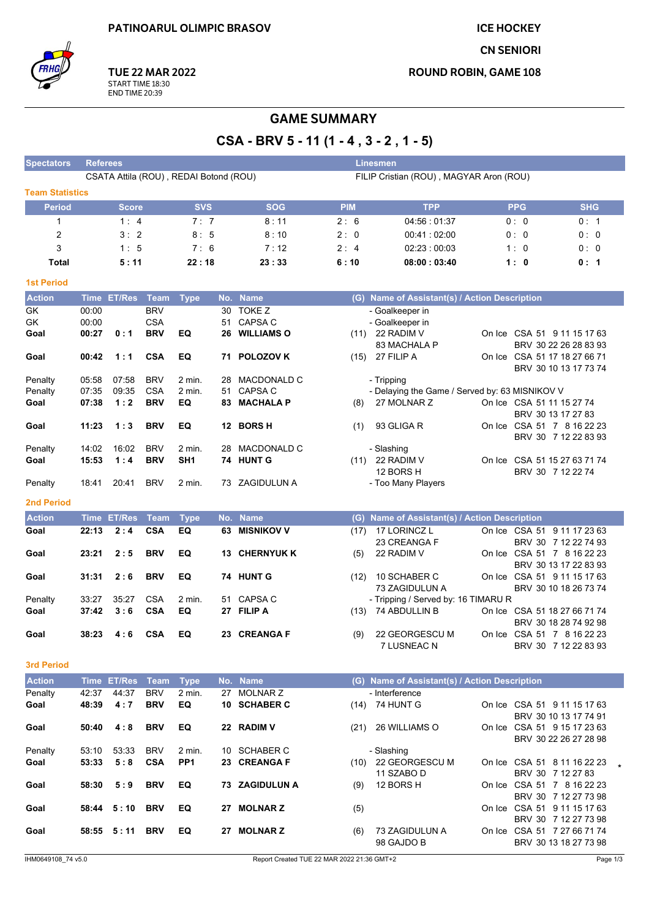PATINOARUL OLIMPIC BRASOV

**TUE 22 MAR 2022**
START TIME 18:30
END TIME 20:39

ICE HOCKEY
CN SENIORI
ROUND ROBIN, GAME 108

# GAME SUMMARY

## CSA - BRV 5 - 11 (1 - 4 , 3 - 2 , 1 - 5)

| Spectators | Referees | Linesmen |
|---|---|---|
| | CSATA Attila (ROU) , REDAI Botond (ROU) | FILIP Cristian (ROU) , MAGYAR Aron (ROU) |

### Team Statistics

| Period | Score | SVS | SOG | PIM | TPP | PPG | SHG |
|---|---|---|---|---|---|---|---|
| 1 | 1 : 4 | 7 : 7 | 8 : 11 | 2 : 6 | 04:56 : 01:37 | 0 : 0 | 0 : 1 |
| 2 | 3 : 2 | 8 : 5 | 8 : 10 | 2 : 0 | 00:41 : 02:00 | 0 : 0 | 0 : 0 |
| 3 | 1 : 5 | 7 : 6 | 7 : 12 | 2 : 4 | 02:23 : 00:03 | 1 : 0 | 0 : 0 |
| **Total** | **5 : 11** | **22 : 18** | **23 : 33** | **6 : 10** | **08:00 : 03:40** | **1 : 0** | **0 : 1** |

### 1st Period

| Action | Time | ET/Res | Team | Type | No. | Name | (G) | Name of Assistant(s) / Action Description | On Ice |
|---|---|---|---|---|---|---|---|---|---|
| GK | 00:00 | | BRV | | 30 | TOKE Z | | - Goalkeeper in | |
| GK | 00:00 | | CSA | | 51 | CAPSA C | | - Goalkeeper in | |
| **Goal** | **00:27** | **0 : 1** | **BRV** | **EQ** | **26** | **WILLIAMS O** | (11) | 22 RADIM V, 83 MACHALA P | CSA 51 9 11 15 17 63; BRV 30 22 26 28 83 93 |
| **Goal** | **00:42** | **1 : 1** | **CSA** | **EQ** | **71** | **POLOZOV K** | (15) | 27 FILIP A | CSA 51 17 18 27 66 71; BRV 30 10 13 17 73 74 |
| Penalty | 05:58 | 07:58 | BRV | 2 min. | 28 | MACDONALD C | | - Tripping | |
| Penalty | 07:35 | 09:35 | CSA | 2 min. | 51 | CAPSA C | | - Delaying the Game / Served by: 63 MISNIKOV V | |
| **Goal** | **07:38** | **1 : 2** | **BRV** | **EQ** | **83** | **MACHALA P** | (8) | 27 MOLNAR Z | CSA 51 11 15 27 74; BRV 30 13 17 27 83 |
| **Goal** | **11:23** | **1 : 3** | **BRV** | **EQ** | **12** | **BORS H** | (1) | 93 GLIGA R | CSA 51 7 8 16 22 23; BRV 30 7 12 22 83 93 |
| Penalty | 14:02 | 16:02 | BRV | 2 min. | 28 | MACDONALD C | | - Slashing | |
| **Goal** | **15:53** | **1 : 4** | **BRV** | **SH1** | **74** | **HUNT G** | (11) | 22 RADIM V, 12 BORS H | CSA 51 15 27 63 71 74; BRV 30 7 12 22 74 |
| Penalty | 18:41 | 20:41 | BRV | 2 min. | 73 | ZAGIDULUN A | | - Too Many Players | |

### 2nd Period

| Action | Time | ET/Res | Team | Type | No. | Name | (G) | Name of Assistant(s) / Action Description | On Ice |
|---|---|---|---|---|---|---|---|---|---|
| **Goal** | **22:13** | **2 : 4** | **CSA** | **EQ** | **63** | **MISNIKOV V** | (17) | 17 LORINCZ L, 23 CREANGA F | CSA 51 9 11 17 23 63; BRV 30 7 12 22 74 93 |
| **Goal** | **23:21** | **2 : 5** | **BRV** | **EQ** | **13** | **CHERNYUK K** | (5) | 22 RADIM V | CSA 51 7 8 16 22 23; BRV 30 13 17 22 83 93 |
| **Goal** | **31:31** | **2 : 6** | **BRV** | **EQ** | **74** | **HUNT G** | (12) | 10 SCHABER C, 73 ZAGIDULUN A | CSA 51 9 11 15 17 63; BRV 30 10 18 26 73 74 |
| Penalty | 33:27 | 35:27 | CSA | 2 min. | 51 | CAPSA C | | - Tripping / Served by: 16 TIMARU R | |
| **Goal** | **37:42** | **3 : 6** | **CSA** | **EQ** | **27** | **FILIP A** | (13) | 74 ABDULLIN B | CSA 51 18 27 66 71 74; BRV 30 18 28 74 92 98 |
| **Goal** | **38:23** | **4 : 6** | **CSA** | **EQ** | **23** | **CREANGA F** | (9) | 22 GEORGESCU M, 7 LUSNEAC N | CSA 51 7 8 16 22 23; BRV 30 7 12 22 83 93 |

### 3rd Period

| Action | Time | ET/Res | Team | Type | No. | Name | (G) | Name of Assistant(s) / Action Description | On Ice |
|---|---|---|---|---|---|---|---|---|---|
| Penalty | 42:37 | 44:37 | BRV | 2 min. | 27 | MOLNAR Z | | - Interference | |
| **Goal** | **48:39** | **4 : 7** | **BRV** | **EQ** | **10** | **SCHABER C** | (14) | 74 HUNT G | CSA 51 9 11 15 17 63; BRV 30 10 13 17 74 91 |
| **Goal** | **50:40** | **4 : 8** | **BRV** | **EQ** | **22** | **RADIM V** | (21) | 26 WILLIAMS O | CSA 51 9 15 17 23 63; BRV 30 22 26 27 28 98 |
| Penalty | 53:10 | 53:33 | BRV | 2 min. | 10 | SCHABER C | | - Slashing | |
| **Goal** | **53:33** | **5 : 8** | **CSA** | **PP1** | **23** | **CREANGA F** | (10) | 22 GEORGESCU M, 11 SZABO D | CSA 51 8 11 16 22 23; BRV 30 7 12 27 83 * |
| **Goal** | **58:30** | **5 : 9** | **BRV** | **EQ** | **73** | **ZAGIDULUN A** | (9) | 12 BORS H | CSA 51 7 8 16 22 23; BRV 30 7 12 27 73 98 |
| **Goal** | **58:44** | **5 : 10** | **BRV** | **EQ** | **27** | **MOLNAR Z** | (5) | | CSA 51 9 11 15 17 63; BRV 30 7 12 27 73 98 |
| **Goal** | **58:55** | **5 : 11** | **BRV** | **EQ** | **27** | **MOLNAR Z** | (6) | 73 ZAGIDULUN A, 98 GAJDO B | CSA 51 7 27 66 71 74; BRV 30 13 18 27 73 98 |

IHM0649108_74 v5.0 Report Created TUE 22 MAR 2022 21:36 GMT+2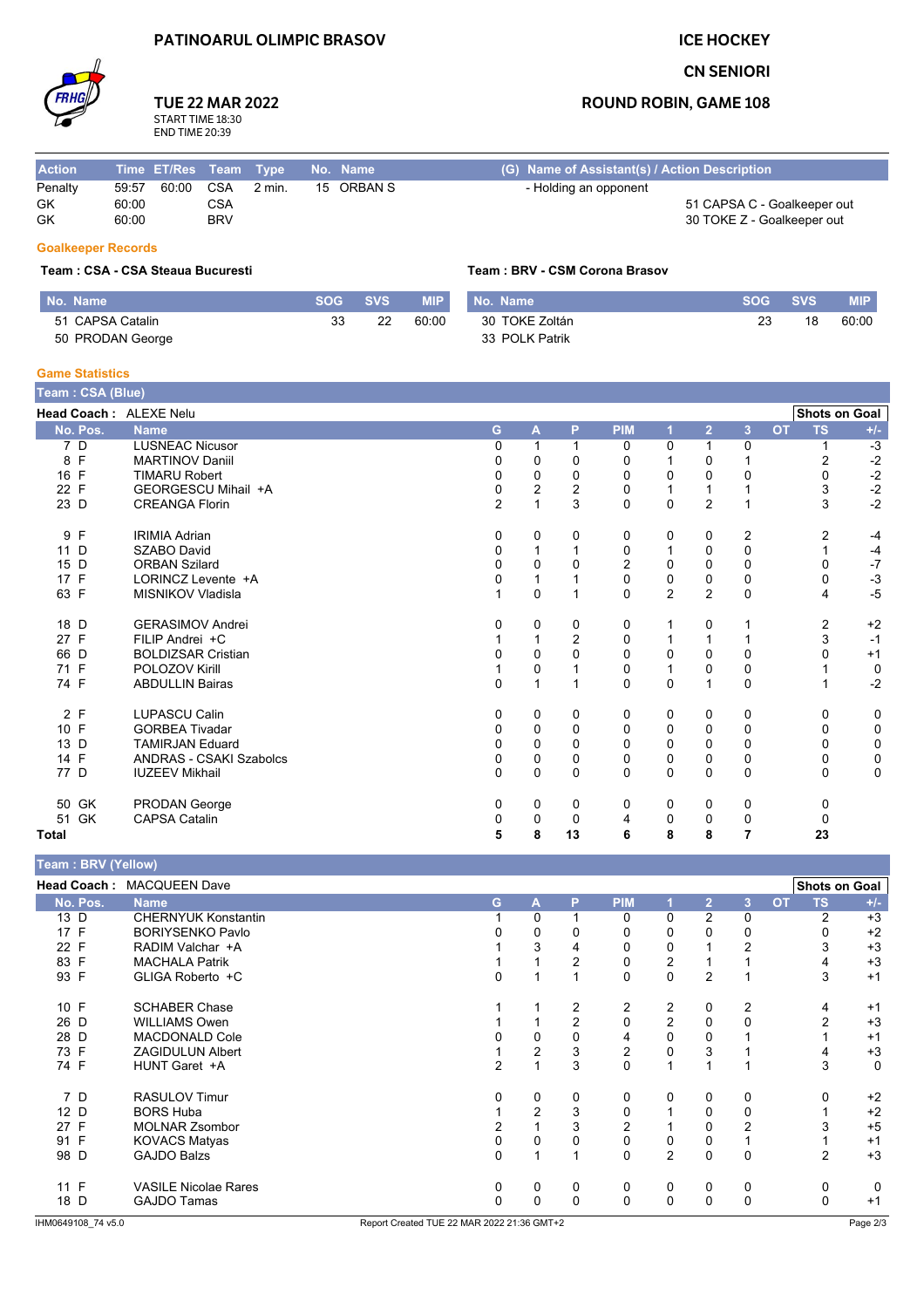PATINOARUL OLIMPIC BRASOV

ICE HOCKEY

CN SENIORI

# TUE 22 MAR 2022

START TIME 18:30
END TIME 20:39

## ROUND ROBIN, GAME 108

| Action | Time | ET/Res | Team | Type | No. | Name | (G) | Name of Assistant(s) / Action Description |
|---|---|---|---|---|---|---|---|---|
| Penalty | 59:57 | 60:00 | CSA | 2 min. | 15 | ORBAN S | | - Holding an opponent |
| GK | 60:00 | | CSA | | | | | 51 CAPSA C - Goalkeeper out |
| GK | 60:00 | | BRV | | | | | 30 TOKE Z - Goalkeeper out |

### Goalkeeper Records

**Team : CSA - CSA Steaua Bucuresti**

| No. | Name | SOG | SVS | MIP |
|---|---|---|---|---|
| 51 | CAPSA Catalin | 33 | 22 | 60:00 |
| 50 | PRODAN George | | | |

**Team : BRV - CSM Corona Brasov**

| No. | Name | SOG | SVS | MIP |
|---|---|---|---|---|
| 30 | TOKE Zoltán | 23 | 18 | 60:00 |
| 33 | POLK Patrik | | | |

### Game Statistics

**Team : CSA (Blue)**

Head Coach : ALEXE Nelu

| No. | Pos. | Name | G | A | P | PIM | 1 | 2 | 3 | OT | TS | +/- |
|---|---|---|---|---|---|---|---|---|---|---|---|---|
| 7 | D | LUSNEAC Nicusor | 0 | 1 | 1 | 0 | 0 | 1 | 0 | | 1 | -3 |
| 8 | F | MARTINOV Daniil | 0 | 0 | 0 | 0 | 1 | 0 | 1 | | 2 | -2 |
| 16 | F | TIMARU Robert | 0 | 0 | 0 | 0 | 0 | 0 | 0 | | 0 | -2 |
| 22 | F | GEORGESCU Mihail +A | 0 | 2 | 2 | 0 | 1 | 1 | 1 | | 3 | -2 |
| 23 | D | CREANGA Florin | 2 | 1 | 3 | 0 | 0 | 2 | 1 | | 3 | -2 |
| 9 | F | IRIMIA Adrian | 0 | 0 | 0 | 0 | 0 | 0 | 2 | | 2 | -4 |
| 11 | D | SZABO David | 0 | 1 | 1 | 0 | 1 | 0 | 0 | | 1 | -4 |
| 15 | D | ORBAN Szilard | 0 | 0 | 0 | 2 | 0 | 0 | 0 | | 0 | -7 |
| 17 | F | LORINCZ Levente +A | 0 | 1 | 1 | 0 | 0 | 0 | 0 | | 0 | -3 |
| 63 | F | MISNIKOV Vladisla | 1 | 0 | 1 | 0 | 2 | 2 | 0 | | 4 | -5 |
| 18 | D | GERASIMOV Andrei | 0 | 0 | 0 | 0 | 1 | 0 | 1 | | 2 | +2 |
| 27 | F | FILIP Andrei +C | 1 | 1 | 2 | 0 | 1 | 1 | 1 | | 3 | -1 |
| 66 | D | BOLDIZSAR Cristian | 0 | 0 | 0 | 0 | 0 | 0 | 0 | | 0 | +1 |
| 71 | F | POLOZOV Kirill | 1 | 0 | 1 | 0 | 1 | 0 | 0 | | 1 | 0 |
| 74 | F | ABDULLIN Bairas | 0 | 1 | 1 | 0 | 0 | 1 | 0 | | 1 | -2 |
| 2 | F | LUPASCU Calin | 0 | 0 | 0 | 0 | 0 | 0 | 0 | | 0 | 0 |
| 10 | F | GORBEA Tivadar | 0 | 0 | 0 | 0 | 0 | 0 | 0 | | 0 | 0 |
| 13 | D | TAMIRJAN Eduard | 0 | 0 | 0 | 0 | 0 | 0 | 0 | | 0 | 0 |
| 14 | F | ANDRAS - CSAKI Szabolcs | 0 | 0 | 0 | 0 | 0 | 0 | 0 | | 0 | 0 |
| 77 | D | IUZEEV Mikhail | 0 | 0 | 0 | 0 | 0 | 0 | 0 | | 0 | 0 |
| 50 | GK | PRODAN George | 0 | 0 | 0 | 0 | 0 | 0 | 0 | | 0 | |
| 51 | GK | CAPSA Catalin | 0 | 0 | 0 | 4 | 0 | 0 | 0 | | 0 | |
| Total | | | 5 | 8 | 13 | 6 | 8 | 8 | 7 | | 23 | |

**Team : BRV (Yellow)**

Head Coach : MACQUEEN Dave

| No. | Pos. | Name | G | A | P | PIM | 1 | 2 | 3 | OT | TS | +/- |
|---|---|---|---|---|---|---|---|---|---|---|---|---|
| 13 | D | CHERNYUK Konstantin | 1 | 0 | 1 | 0 | 0 | 2 | 0 | | 2 | +3 |
| 17 | F | BORIYSENKO Pavlo | 0 | 0 | 0 | 0 | 0 | 0 | 0 | | 0 | +2 |
| 22 | F | RADIM Valchar +A | 1 | 3 | 4 | 0 | 0 | 1 | 2 | | 3 | +3 |
| 83 | F | MACHALA Patrik | 1 | 1 | 2 | 0 | 2 | 1 | 1 | | 4 | +3 |
| 93 | F | GLIGA Roberto +C | 0 | 1 | 1 | 0 | 0 | 2 | 1 | | 3 | +1 |
| 10 | F | SCHABER Chase | 1 | 1 | 2 | 2 | 2 | 0 | 2 | | 4 | +1 |
| 26 | D | WILLIAMS Owen | 1 | 1 | 2 | 0 | 2 | 0 | 0 | | 2 | +3 |
| 28 | D | MACDONALD Cole | 0 | 0 | 0 | 4 | 0 | 0 | 1 | | 1 | +1 |
| 73 | F | ZAGIDULUN Albert | 1 | 2 | 3 | 2 | 0 | 3 | 1 | | 4 | +3 |
| 74 | F | HUNT Garet +A | 2 | 1 | 3 | 2 | 1 | 1 | 1 | | 3 | 0 |
| 7 | D | RASULOV Timur | 0 | 0 | 0 | 0 | 0 | 0 | 0 | | 0 | +2 |
| 12 | D | BORS Huba | 1 | 2 | 3 | 0 | 1 | 0 | 0 | | 1 | +2 |
| 27 | F | MOLNAR Zsombor | 2 | 1 | 3 | 2 | 1 | 0 | 2 | | 3 | +5 |
| 91 | F | KOVACS Matyas | 0 | 0 | 0 | 0 | 0 | 0 | 1 | | 1 | +1 |
| 98 | D | GAJDO Balzs | 0 | 1 | 1 | 0 | 2 | 0 | 0 | | 2 | +3 |
| 11 | F | VASILE Nicolae Rares | 0 | 0 | 0 | 0 | 0 | 0 | 0 | | 0 | 0 |
| 18 | D | GAJDO Tamas | 0 | 0 | 0 | 0 | 0 | 0 | 0 | | 0 | +1 |

IHM0649108_74 v5.0 Report Created TUE 22 MAR 2022 21:36 GMT+2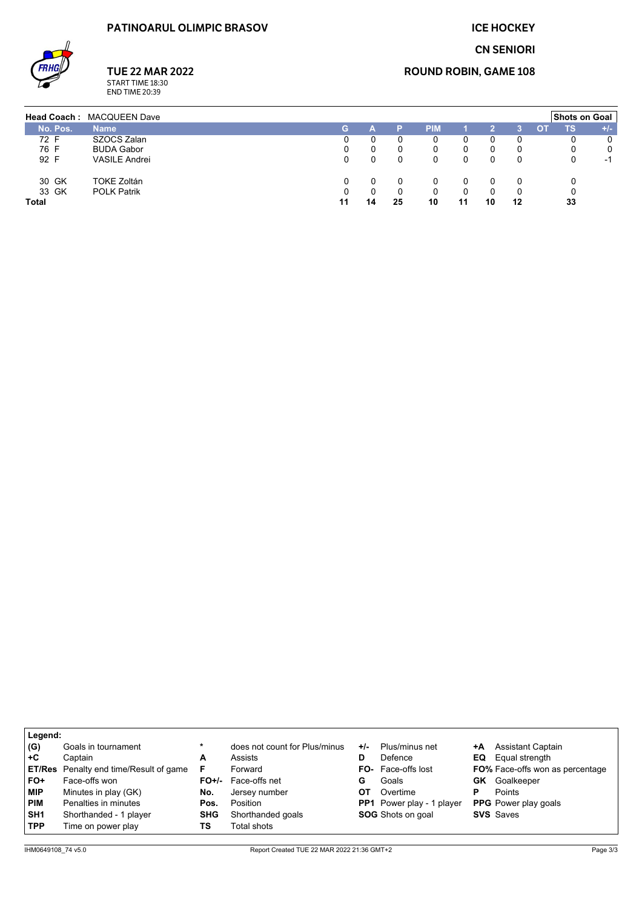PATINOARUL OLIMPIC BRASOV

ICE HOCKEY

CN SENIORI

**TUE 22 MAR 2022**
START TIME 18:30
END TIME 20:39

ROUND ROBIN, GAME 108

**Head Coach :** MACQUEEN Dave

| No. Pos. | Name | G | A | P | PIM | 1 | 2 | 3 | OT | TS | +/- |
|---|---|---|---|---|---|---|---|---|---|---|---|
| | | | | | | | | | | Shots on Goal | |
| 72 F | SZOCS Zalan | 0 | 0 | 0 | 0 | 0 | 0 | 0 | | 0 | 0 |
| 76 F | BUDA Gabor | 0 | 0 | 0 | 0 | 0 | 0 | 0 | | 0 | 0 |
| 92 F | VASILE Andrei | 0 | 0 | 0 | 0 | 0 | 0 | 0 | | 0 | -1 |
| 30 GK | TOKE Zoltán | 0 | 0 | 0 | 0 | 0 | 0 | 0 | | 0 | |
| 33 GK | POLK Patrik | 0 | 0 | 0 | 0 | 0 | 0 | 0 | | 0 | |
| **Total** | | **11** | **14** | **25** | **10** | **11** | **10** | **12** | | **33** | |

**Legend:**

| | | | | | | | |
|---|---|---|---|---|---|---|---|
| **(G)** | Goals in tournament | **\*** | does not count for Plus/minus | **+/-** | Plus/minus net | **+A** | Assistant Captain |
| **+C** | Captain | **A** | Assists | **D** | Defence | **EQ** | Equal strength |
| **ET/Res** | Penalty end time/Result of game | **F** | Forward | **FO-** | Face-offs lost | **FO%** | Face-offs won as percentage |
| **FO+** | Face-offs won | **FO+/-** | Face-offs net | **G** | Goals | **GK** | Goalkeeper |
| **MIP** | Minutes in play (GK) | **No.** | Jersey number | **OT** | Overtime | **P** | Points |
| **PIM** | Penalties in minutes | **Pos.** | Position | **PP1** | Power play - 1 player | **PPG** | Power play goals |
| **SH1** | Shorthanded - 1 player | **SHG** | Shorthanded goals | **SOG** | Shots on goal | **SVS** | Saves |
| **TPP** | Time on power play | **TS** | Total shots | | | | |

IHM0649108_74 v5.0 Report Created TUE 22 MAR 2022 21:36 GMT+2